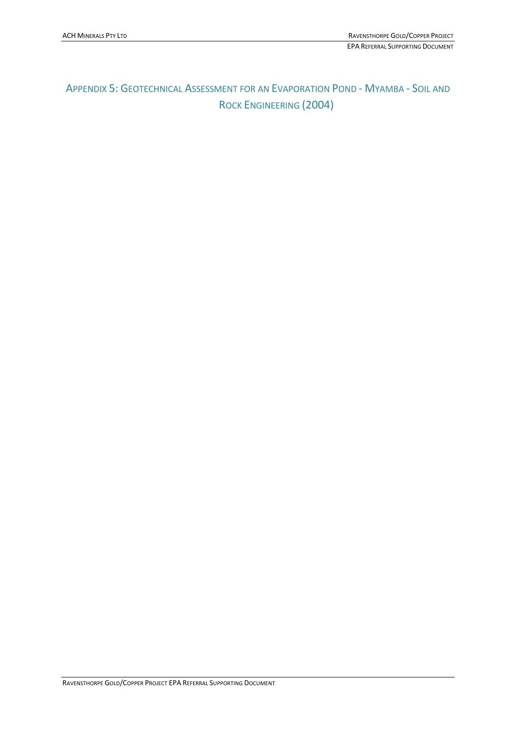# Appendix 5: Geotechnical Assessment for an Evaporation Pond - Myamba - Soil and Rock Engineering (2004)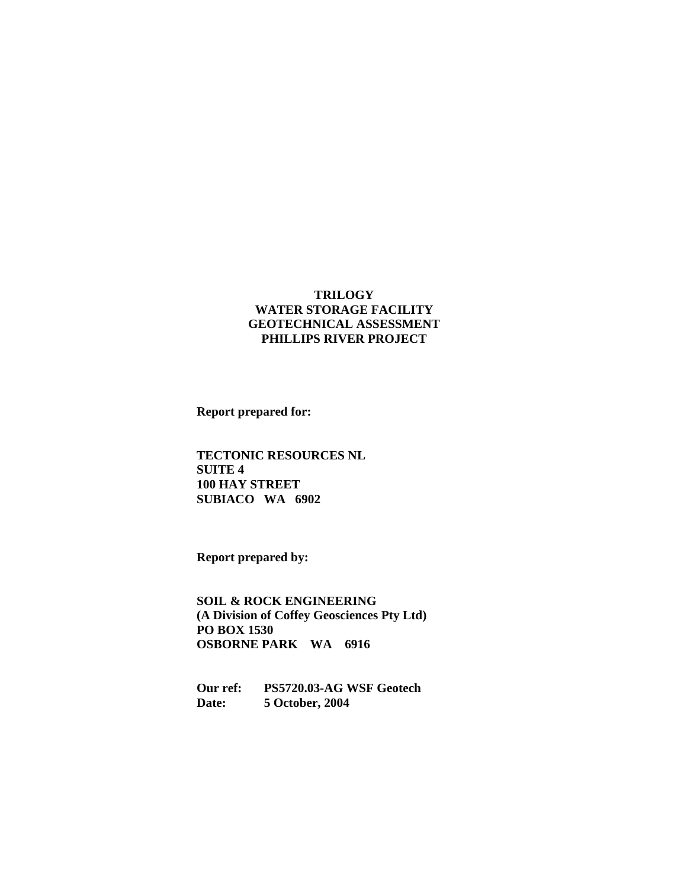# TRILOGY
# WATER STORAGE FACILITY
# GEOTECHNICAL ASSESSMENT
# PHILLIPS RIVER PROJECT

**Report prepared for:**

**TECTONIC RESOURCES NL**
**SUITE 4**
**100 HAY STREET**
**SUBIACO WA 6902**

**Report prepared by:**

**SOIL & ROCK ENGINEERING**
**(A Division of Coffey Geosciences Pty Ltd)**
**PO BOX 1530**
**OSBORNE PARK WA 6916**

**Our ref:** **PS5720.03-AG WSF Geotech**
**Date:** **5 October, 2004**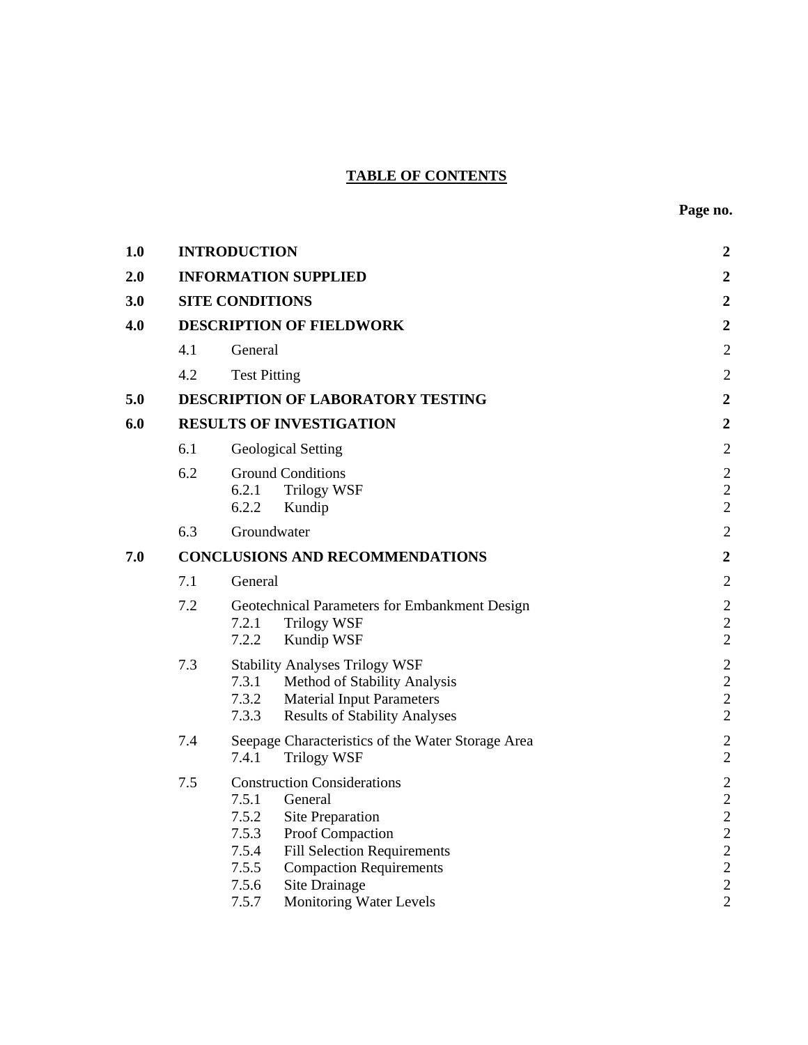# TABLE OF CONTENTS

| | | | Page no. |
|---|---|---|---|
| **1.0** | **INTRODUCTION** | | **2** |
| **2.0** | **INFORMATION SUPPLIED** | | **2** |
| **3.0** | **SITE CONDITIONS** | | **2** |
| **4.0** | **DESCRIPTION OF FIELDWORK** | | **2** |
| | 4.1 | General | 2 |
| | 4.2 | Test Pitting | 2 |
| **5.0** | **DESCRIPTION OF LABORATORY TESTING** | | **2** |
| **6.0** | **RESULTS OF INVESTIGATION** | | **2** |
| | 6.1 | Geological Setting | 2 |
| | 6.2 | Ground Conditions | 2 |
| | | 6.2.1 Trilogy WSF | 2 |
| | | 6.2.2 Kundip | 2 |
| | 6.3 | Groundwater | 2 |
| **7.0** | **CONCLUSIONS AND RECOMMENDATIONS** | | **2** |
| | 7.1 | General | 2 |
| | 7.2 | Geotechnical Parameters for Embankment Design | 2 |
| | | 7.2.1 Trilogy WSF | 2 |
| | | 7.2.2 Kundip WSF | 2 |
| | 7.3 | Stability Analyses Trilogy WSF | 2 |
| | | 7.3.1 Method of Stability Analysis | 2 |
| | | 7.3.2 Material Input Parameters | 2 |
| | | 7.3.3 Results of Stability Analyses | 2 |
| | 7.4 | Seepage Characteristics of the Water Storage Area | 2 |
| | | 7.4.1 Trilogy WSF | 2 |
| | 7.5 | Construction Considerations | 2 |
| | | 7.5.1 General | 2 |
| | | 7.5.2 Site Preparation | 2 |
| | | 7.5.3 Proof Compaction | 2 |
| | | 7.5.4 Fill Selection Requirements | 2 |
| | | 7.5.5 Compaction Requirements | 2 |
| | | 7.5.6 Site Drainage | 2 |
| | | 7.5.7 Monitoring Water Levels | 2 |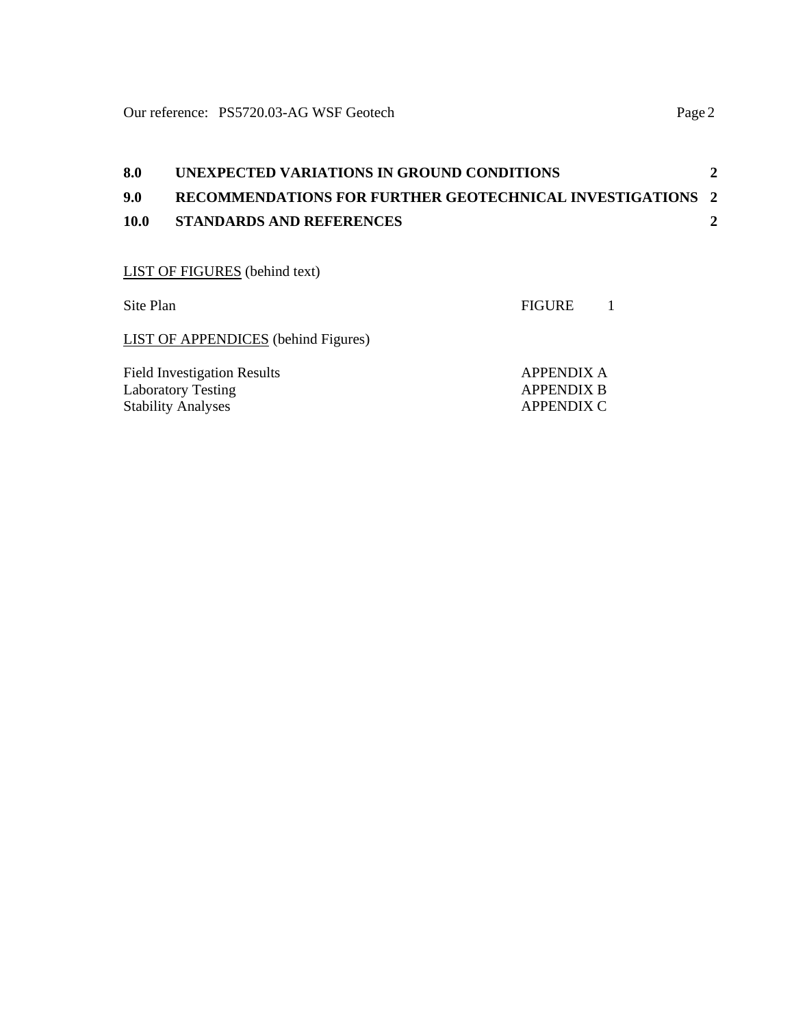| | | |
|---|---|---|
| **8.0** | **UNEXPECTED VARIATIONS IN GROUND CONDITIONS** | **2** |
| **9.0** | **RECOMMENDATIONS FOR FURTHER GEOTECHNICAL INVESTIGATIONS** | **2** |
| **10.0** | **STANDARDS AND REFERENCES** | **2** |

<u>LIST OF FIGURES</u> (behind text)

| | |
|---|---|
| Site Plan | FIGURE 1 |

<u>LIST OF APPENDICES</u> (behind Figures)

| | |
|---|---|
| Field Investigation Results | APPENDIX A |
| Laboratory Testing | APPENDIX B |
| Stability Analyses | APPENDIX C |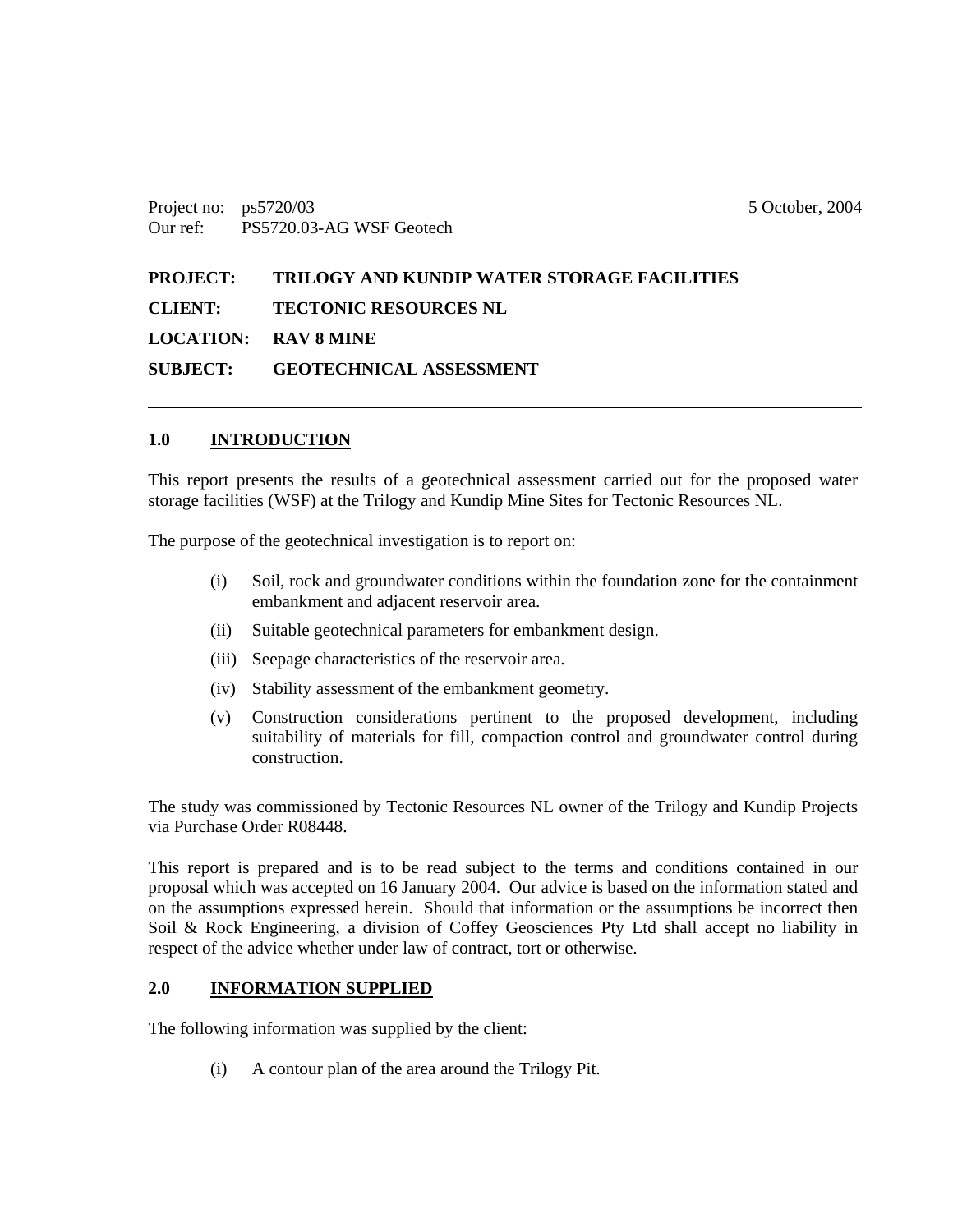Project no: ps5720/03 5 October, 2004
Our ref: PS5720.03-AG WSF Geotech

**PROJECT:** **TRILOGY AND KUNDIP WATER STORAGE FACILITIES**

**CLIENT:** **TECTONIC RESOURCES NL**

**LOCATION:** **RAV 8 MINE**

**SUBJECT:** **GEOTECHNICAL ASSESSMENT**

---

## 1.0 INTRODUCTION

This report presents the results of a geotechnical assessment carried out for the proposed water storage facilities (WSF) at the Trilogy and Kundip Mine Sites for Tectonic Resources NL.

The purpose of the geotechnical investigation is to report on:

(i) Soil, rock and groundwater conditions within the foundation zone for the containment embankment and adjacent reservoir area.

(ii) Suitable geotechnical parameters for embankment design.

(iii) Seepage characteristics of the reservoir area.

(iv) Stability assessment of the embankment geometry.

(v) Construction considerations pertinent to the proposed development, including suitability of materials for fill, compaction control and groundwater control during construction.

The study was commissioned by Tectonic Resources NL owner of the Trilogy and Kundip Projects via Purchase Order R08448.

This report is prepared and is to be read subject to the terms and conditions contained in our proposal which was accepted on 16 January 2004. Our advice is based on the information stated and on the assumptions expressed herein. Should that information or the assumptions be incorrect then Soil & Rock Engineering, a division of Coffey Geosciences Pty Ltd shall accept no liability in respect of the advice whether under law of contract, tort or otherwise.

## 2.0 INFORMATION SUPPLIED

The following information was supplied by the client:

(i) A contour plan of the area around the Trilogy Pit.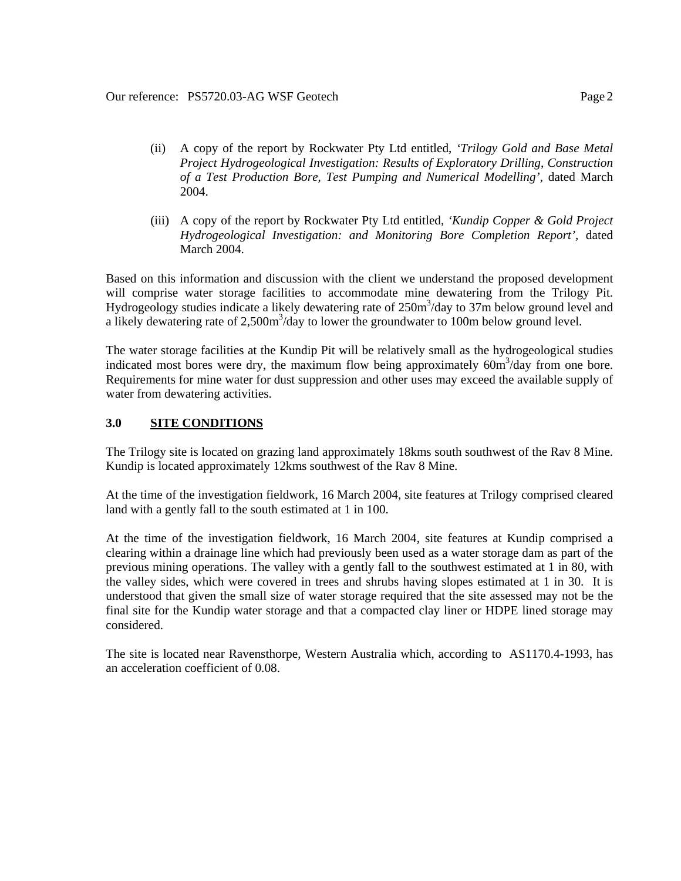(ii) A copy of the report by Rockwater Pty Ltd entitled, *'Trilogy Gold and Base Metal Project Hydrogeological Investigation: Results of Exploratory Drilling, Construction of a Test Production Bore, Test Pumping and Numerical Modelling'*, dated March 2004.

(iii) A copy of the report by Rockwater Pty Ltd entitled, *'Kundip Copper & Gold Project Hydrogeological Investigation: and Monitoring Bore Completion Report'*, dated March 2004.

Based on this information and discussion with the client we understand the proposed development will comprise water storage facilities to accommodate mine dewatering from the Trilogy Pit. Hydrogeology studies indicate a likely dewatering rate of $250m^3$/day to 37m below ground level and a likely dewatering rate of $2,500m^3$/day to lower the groundwater to 100m below ground level.

The water storage facilities at the Kundip Pit will be relatively small as the hydrogeological studies indicated most bores were dry, the maximum flow being approximately $60m^3$/day from one bore. Requirements for mine water for dust suppression and other uses may exceed the available supply of water from dewatering activities.

## 3.0 SITE CONDITIONS

The Trilogy site is located on grazing land approximately 18kms south southwest of the Rav 8 Mine. Kundip is located approximately 12kms southwest of the Rav 8 Mine.

At the time of the investigation fieldwork, 16 March 2004, site features at Trilogy comprised cleared land with a gently fall to the south estimated at 1 in 100.

At the time of the investigation fieldwork, 16 March 2004, site features at Kundip comprised a clearing within a drainage line which had previously been used as a water storage dam as part of the previous mining operations. The valley with a gently fall to the southwest estimated at 1 in 80, with the valley sides, which were covered in trees and shrubs having slopes estimated at 1 in 30. It is understood that given the small size of water storage required that the site assessed may not be the final site for the Kundip water storage and that a compacted clay liner or HDPE lined storage may considered.

The site is located near Ravensthorpe, Western Australia which, according to AS1170.4-1993, has an acceleration coefficient of 0.08.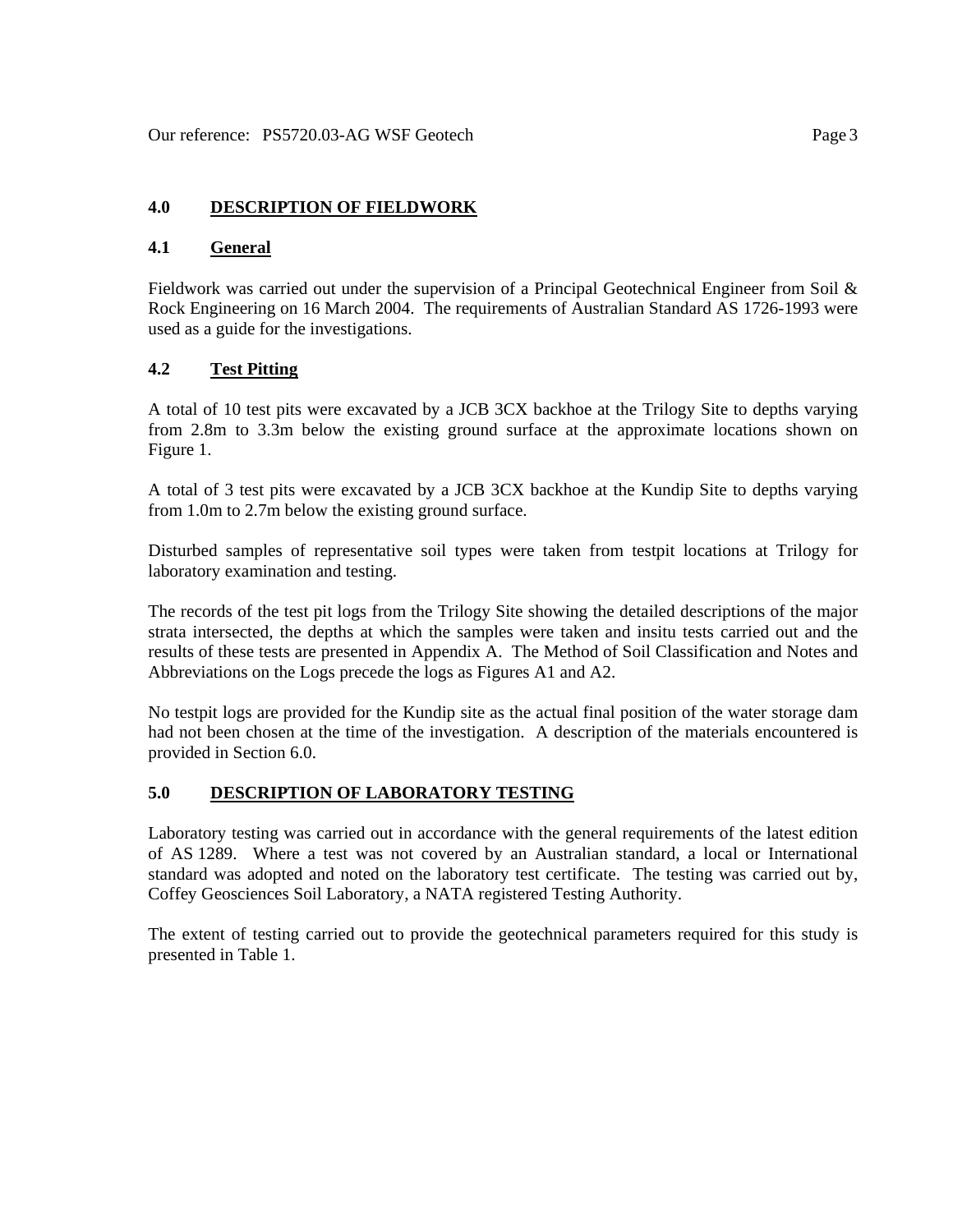## 4.0 DESCRIPTION OF FIELDWORK

### 4.1 General

Fieldwork was carried out under the supervision of a Principal Geotechnical Engineer from Soil & Rock Engineering on 16 March 2004. The requirements of Australian Standard AS 1726-1993 were used as a guide for the investigations.

### 4.2 Test Pitting

A total of 10 test pits were excavated by a JCB 3CX backhoe at the Trilogy Site to depths varying from 2.8m to 3.3m below the existing ground surface at the approximate locations shown on Figure 1.

A total of 3 test pits were excavated by a JCB 3CX backhoe at the Kundip Site to depths varying from 1.0m to 2.7m below the existing ground surface.

Disturbed samples of representative soil types were taken from testpit locations at Trilogy for laboratory examination and testing.

The records of the test pit logs from the Trilogy Site showing the detailed descriptions of the major strata intersected, the depths at which the samples were taken and insitu tests carried out and the results of these tests are presented in Appendix A. The Method of Soil Classification and Notes and Abbreviations on the Logs precede the logs as Figures A1 and A2.

No testpit logs are provided for the Kundip site as the actual final position of the water storage dam had not been chosen at the time of the investigation. A description of the materials encountered is provided in Section 6.0.

## 5.0 DESCRIPTION OF LABORATORY TESTING

Laboratory testing was carried out in accordance with the general requirements of the latest edition of AS 1289. Where a test was not covered by an Australian standard, a local or International standard was adopted and noted on the laboratory test certificate. The testing was carried out by, Coffey Geosciences Soil Laboratory, a NATA registered Testing Authority.

The extent of testing carried out to provide the geotechnical parameters required for this study is presented in Table 1.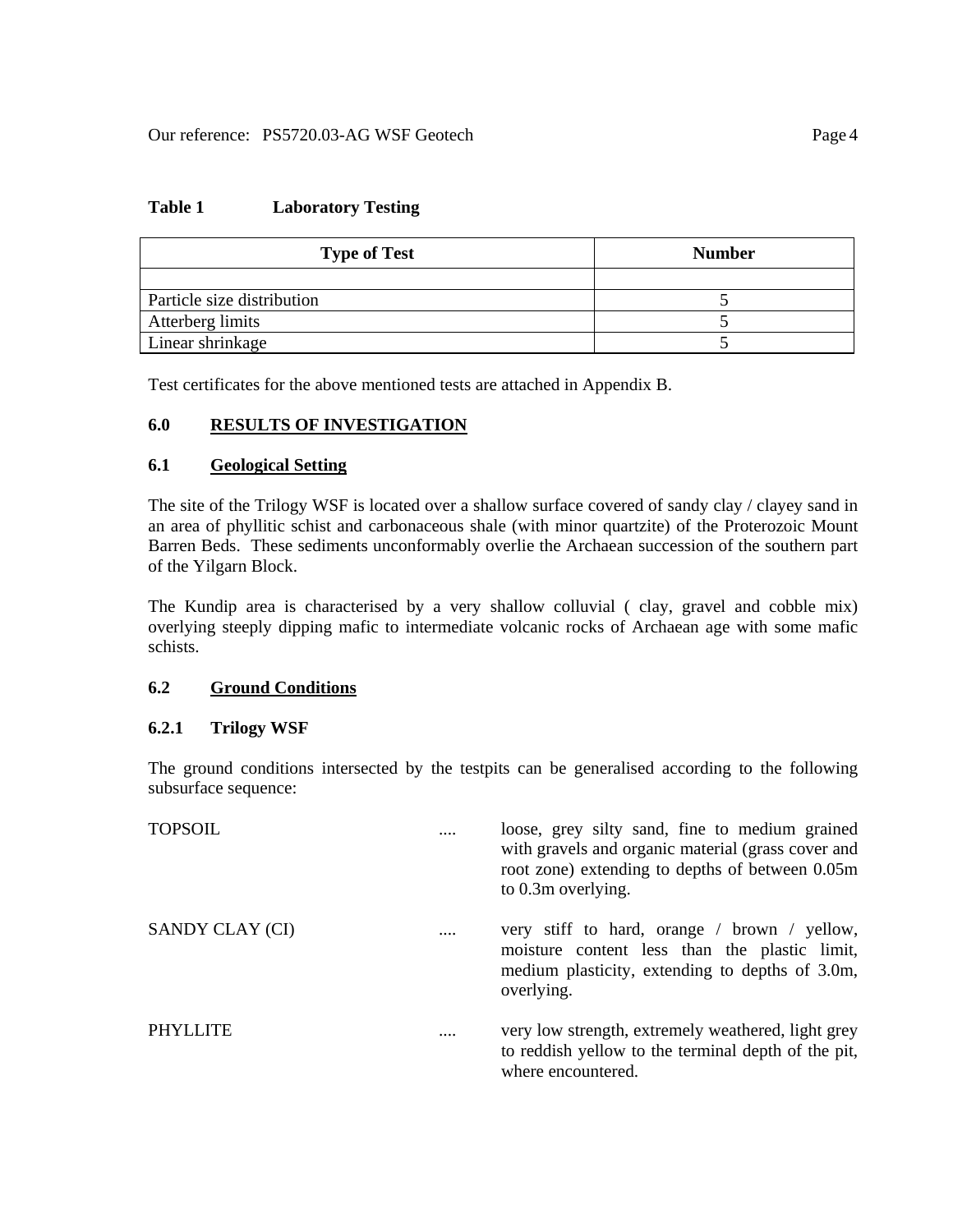**Table 1 Laboratory Testing**

| Type of Test | Number |
|---|---|
| | |
| Particle size distribution | 5 |
| Atterberg limits | 5 |
| Linear shrinkage | 5 |

Test certificates for the above mentioned tests are attached in Appendix B.

## 6.0 RESULTS OF INVESTIGATION

### 6.1 Geological Setting

The site of the Trilogy WSF is located over a shallow surface covered of sandy clay / clayey sand in an area of phyllitic schist and carbonaceous shale (with minor quartzite) of the Proterozoic Mount Barren Beds. These sediments unconformably overlie the Archaean succession of the southern part of the Yilgarn Block.

The Kundip area is characterised by a very shallow colluvial ( clay, gravel and cobble mix) overlying steeply dipping mafic to intermediate volcanic rocks of Archaean age with some mafic schists.

### 6.2 Ground Conditions

#### 6.2.1 Trilogy WSF

The ground conditions intersected by the testpits can be generalised according to the following subsurface sequence:

| | | |
|---|---|---|
| TOPSOIL | .... | loose, grey silty sand, fine to medium grained with gravels and organic material (grass cover and root zone) extending to depths of between 0.05m to 0.3m overlying. |
| SANDY CLAY (CI) | .... | very stiff to hard, orange / brown / yellow, moisture content less than the plastic limit, medium plasticity, extending to depths of 3.0m, overlying. |
| PHYLLITE | .... | very low strength, extremely weathered, light grey to reddish yellow to the terminal depth of the pit, where encountered. |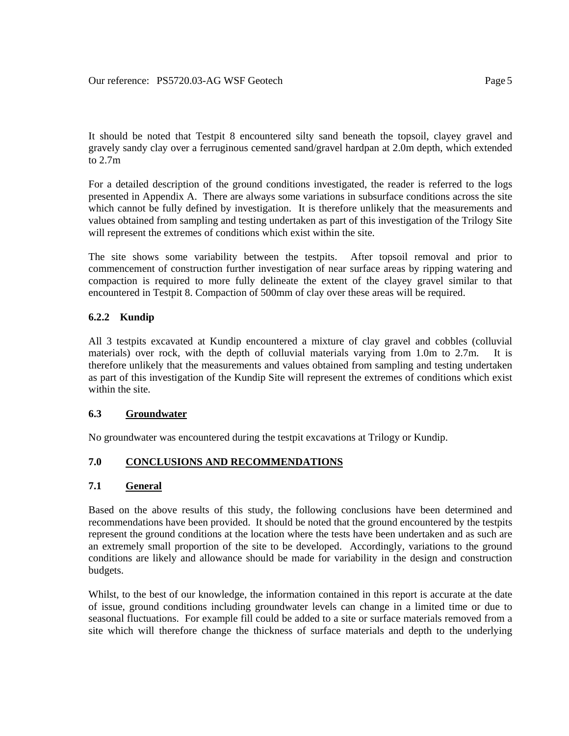It should be noted that Testpit 8 encountered silty sand beneath the topsoil, clayey gravel and gravely sandy clay over a ferruginous cemented sand/gravel hardpan at 2.0m depth, which extended to 2.7m

For a detailed description of the ground conditions investigated, the reader is referred to the logs presented in Appendix A. There are always some variations in subsurface conditions across the site which cannot be fully defined by investigation. It is therefore unlikely that the measurements and values obtained from sampling and testing undertaken as part of this investigation of the Trilogy Site will represent the extremes of conditions which exist within the site.

The site shows some variability between the testpits. After topsoil removal and prior to commencement of construction further investigation of near surface areas by ripping watering and compaction is required to more fully delineate the extent of the clayey gravel similar to that encountered in Testpit 8. Compaction of 500mm of clay over these areas will be required.

#### 6.2.2 Kundip

All 3 testpits excavated at Kundip encountered a mixture of clay gravel and cobbles (colluvial materials) over rock, with the depth of colluvial materials varying from 1.0m to 2.7m. It is therefore unlikely that the measurements and values obtained from sampling and testing undertaken as part of this investigation of the Kundip Site will represent the extremes of conditions which exist within the site.

### 6.3 Groundwater

No groundwater was encountered during the testpit excavations at Trilogy or Kundip.

## 7.0 CONCLUSIONS AND RECOMMENDATIONS

### 7.1 General

Based on the above results of this study, the following conclusions have been determined and recommendations have been provided. It should be noted that the ground encountered by the testpits represent the ground conditions at the location where the tests have been undertaken and as such are an extremely small proportion of the site to be developed. Accordingly, variations to the ground conditions are likely and allowance should be made for variability in the design and construction budgets.

Whilst, to the best of our knowledge, the information contained in this report is accurate at the date of issue, ground conditions including groundwater levels can change in a limited time or due to seasonal fluctuations. For example fill could be added to a site or surface materials removed from a site which will therefore change the thickness of surface materials and depth to the underlying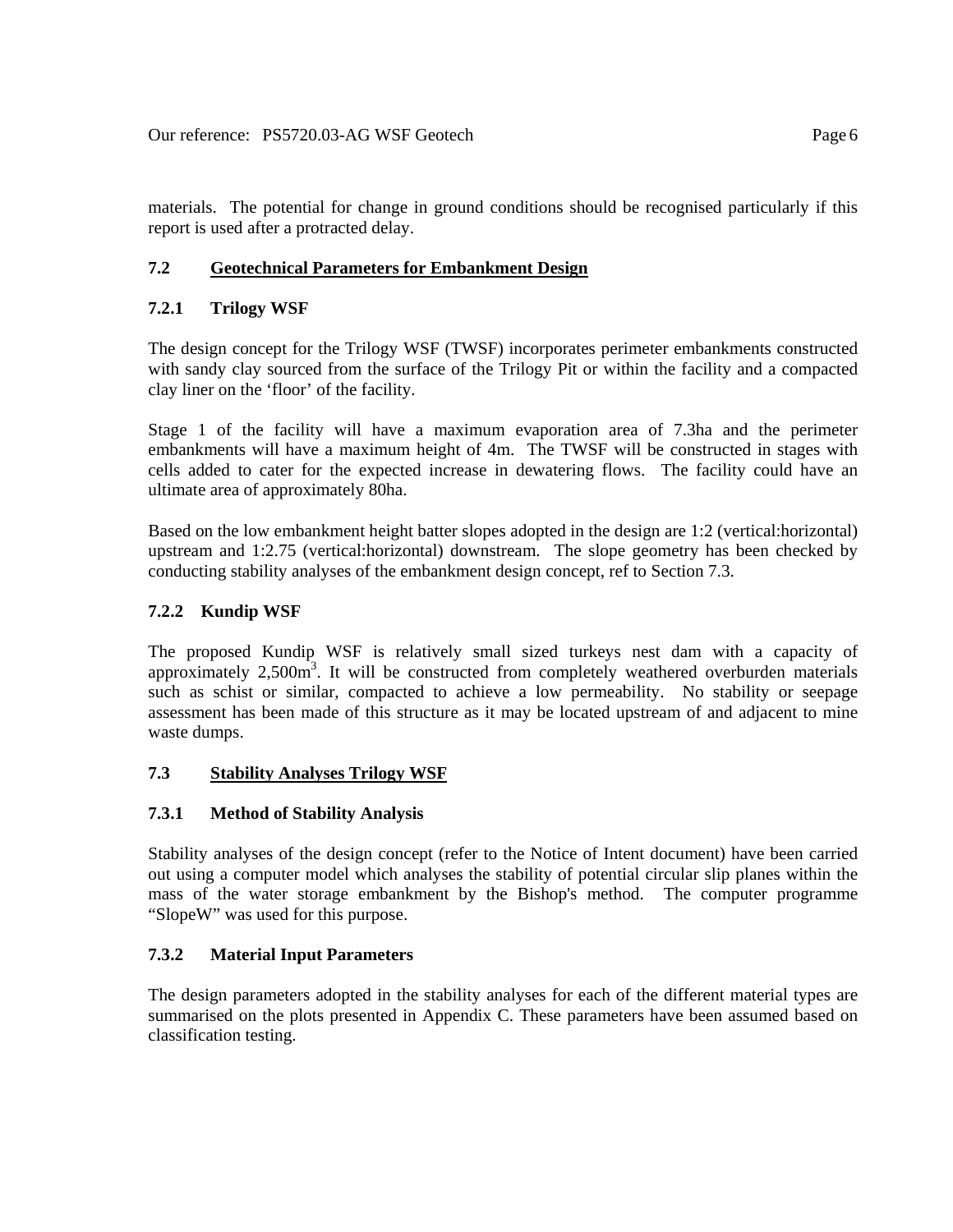materials. The potential for change in ground conditions should be recognised particularly if this report is used after a protracted delay.

## 7.2 Geotechnical Parameters for Embankment Design

### 7.2.1 Trilogy WSF

The design concept for the Trilogy WSF (TWSF) incorporates perimeter embankments constructed with sandy clay sourced from the surface of the Trilogy Pit or within the facility and a compacted clay liner on the 'floor' of the facility.

Stage 1 of the facility will have a maximum evaporation area of 7.3ha and the perimeter embankments will have a maximum height of 4m. The TWSF will be constructed in stages with cells added to cater for the expected increase in dewatering flows. The facility could have an ultimate area of approximately 80ha.

Based on the low embankment height batter slopes adopted in the design are 1:2 (vertical:horizontal) upstream and 1:2.75 (vertical:horizontal) downstream. The slope geometry has been checked by conducting stability analyses of the embankment design concept, ref to Section 7.3.

### 7.2.2 Kundip WSF

The proposed Kundip WSF is relatively small sized turkeys nest dam with a capacity of approximately 2,500m$^3$. It will be constructed from completely weathered overburden materials such as schist or similar, compacted to achieve a low permeability. No stability or seepage assessment has been made of this structure as it may be located upstream of and adjacent to mine waste dumps.

## 7.3 Stability Analyses Trilogy WSF

### 7.3.1 Method of Stability Analysis

Stability analyses of the design concept (refer to the Notice of Intent document) have been carried out using a computer model which analyses the stability of potential circular slip planes within the mass of the water storage embankment by the Bishop's method. The computer programme "SlopeW" was used for this purpose.

### 7.3.2 Material Input Parameters

The design parameters adopted in the stability analyses for each of the different material types are summarised on the plots presented in Appendix C. These parameters have been assumed based on classification testing.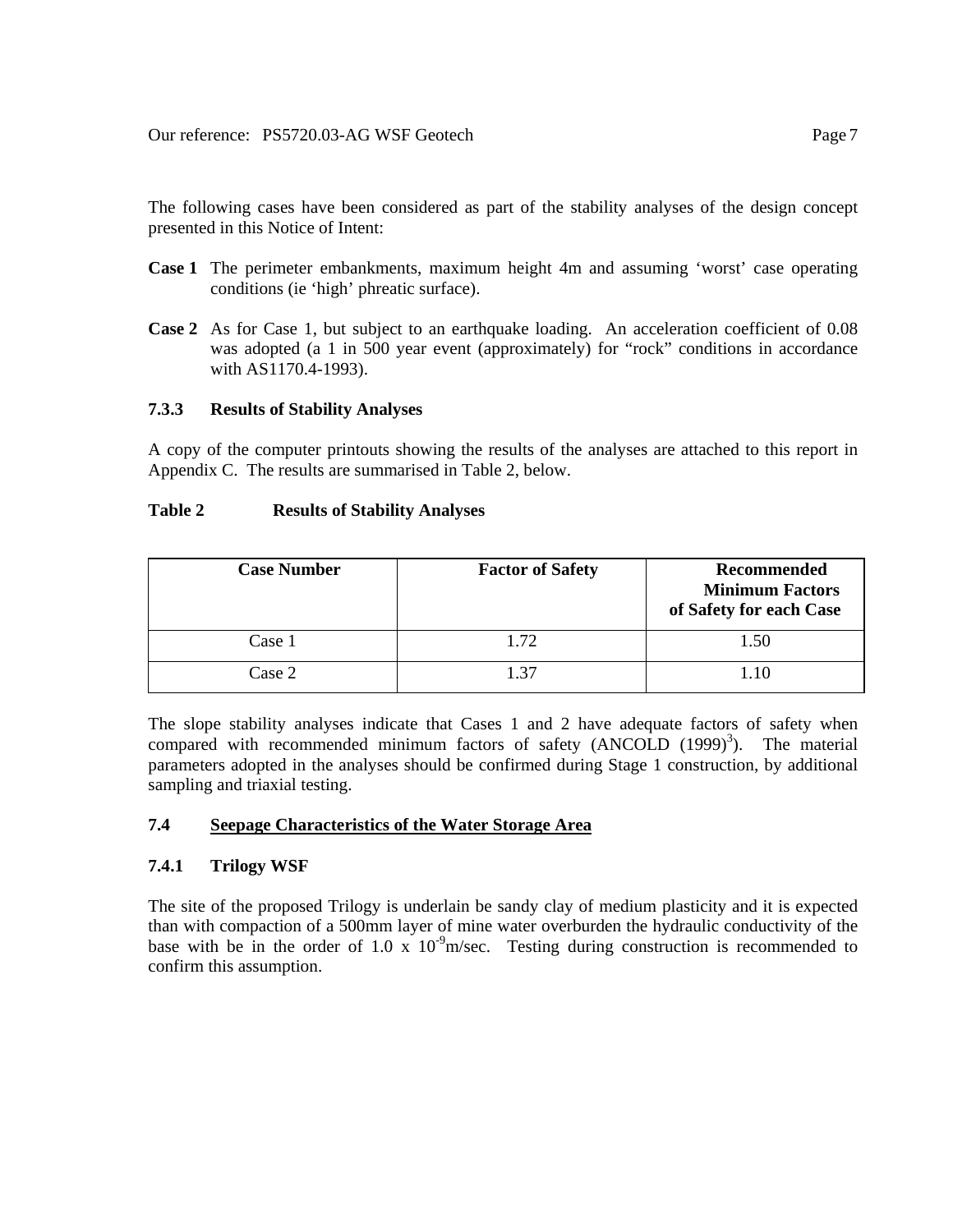The following cases have been considered as part of the stability analyses of the design concept presented in this Notice of Intent:

**Case 1** The perimeter embankments, maximum height 4m and assuming 'worst' case operating conditions (ie 'high' phreatic surface).

**Case 2** As for Case 1, but subject to an earthquake loading. An acceleration coefficient of 0.08 was adopted (a 1 in 500 year event (approximately) for "rock" conditions in accordance with AS1170.4-1993).

### 7.3.3 Results of Stability Analyses

A copy of the computer printouts showing the results of the analyses are attached to this report in Appendix C. The results are summarised in Table 2, below.

**Table 2 Results of Stability Analyses**

| Case Number | Factor of Safety | Recommended Minimum Factors of Safety for each Case |
|---|---|---|
| Case 1 | 1.72 | 1.50 |
| Case 2 | 1.37 | 1.10 |

The slope stability analyses indicate that Cases 1 and 2 have adequate factors of safety when compared with recommended minimum factors of safety (ANCOLD (1999)[3]). The material parameters adopted in the analyses should be confirmed during Stage 1 construction, by additional sampling and triaxial testing.

## 7.4 Seepage Characteristics of the Water Storage Area

### 7.4.1 Trilogy WSF

The site of the proposed Trilogy is underlain be sandy clay of medium plasticity and it is expected than with compaction of a 500mm layer of mine water overburden the hydraulic conductivity of the base with be in the order of $1.0 \times 10^{-9}$m/sec. Testing during construction is recommended to confirm this assumption.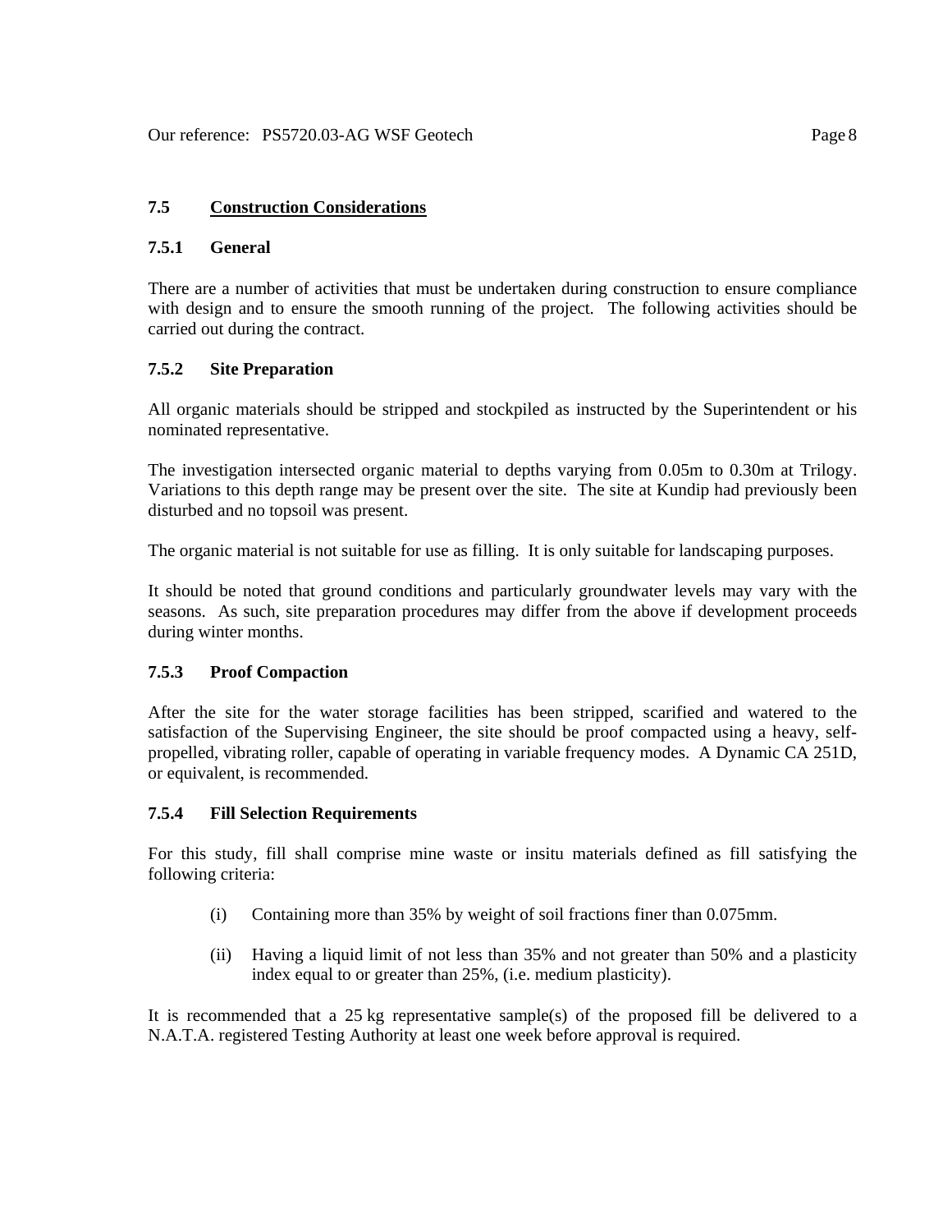### 7.5 Construction Considerations

#### 7.5.1 General

There are a number of activities that must be undertaken during construction to ensure compliance with design and to ensure the smooth running of the project. The following activities should be carried out during the contract.

#### 7.5.2 Site Preparation

All organic materials should be stripped and stockpiled as instructed by the Superintendent or his nominated representative.

The investigation intersected organic material to depths varying from 0.05m to 0.30m at Trilogy. Variations to this depth range may be present over the site. The site at Kundip had previously been disturbed and no topsoil was present.

The organic material is not suitable for use as filling. It is only suitable for landscaping purposes.

It should be noted that ground conditions and particularly groundwater levels may vary with the seasons. As such, site preparation procedures may differ from the above if development proceeds during winter months.

#### 7.5.3 Proof Compaction

After the site for the water storage facilities has been stripped, scarified and watered to the satisfaction of the Supervising Engineer, the site should be proof compacted using a heavy, self-propelled, vibrating roller, capable of operating in variable frequency modes. A Dynamic CA 251D, or equivalent, is recommended.

#### 7.5.4 Fill Selection Requirements

For this study, fill shall comprise mine waste or insitu materials defined as fill satisfying the following criteria:

(i) Containing more than 35% by weight of soil fractions finer than 0.075mm.

(ii) Having a liquid limit of not less than 35% and not greater than 50% and a plasticity index equal to or greater than 25%, (i.e. medium plasticity).

It is recommended that a 25 kg representative sample(s) of the proposed fill be delivered to a N.A.T.A. registered Testing Authority at least one week before approval is required.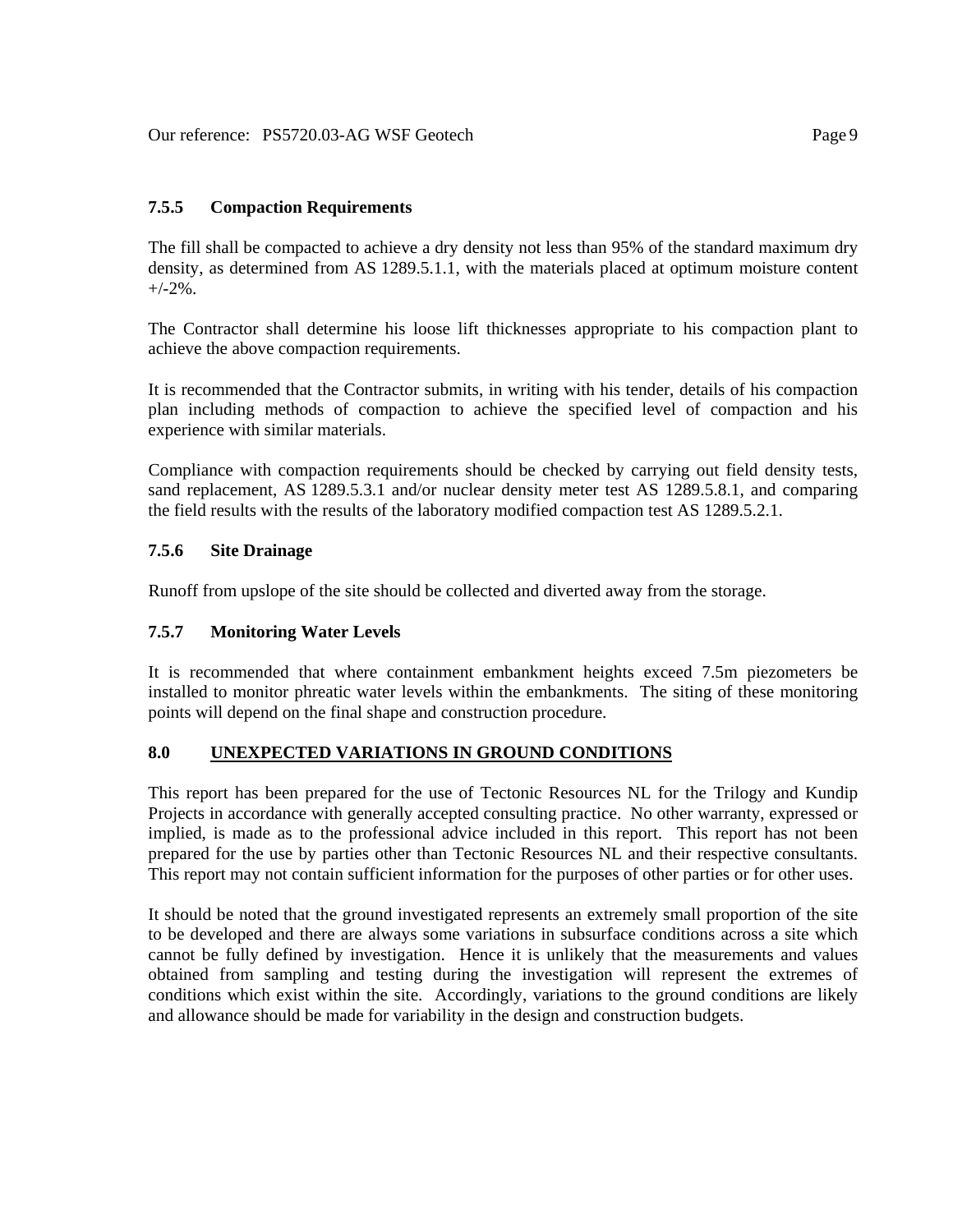#### 7.5.5 Compaction Requirements

The fill shall be compacted to achieve a dry density not less than 95% of the standard maximum dry density, as determined from AS 1289.5.1.1, with the materials placed at optimum moisture content +/-2%.

The Contractor shall determine his loose lift thicknesses appropriate to his compaction plant to achieve the above compaction requirements.

It is recommended that the Contractor submits, in writing with his tender, details of his compaction plan including methods of compaction to achieve the specified level of compaction and his experience with similar materials.

Compliance with compaction requirements should be checked by carrying out field density tests, sand replacement, AS 1289.5.3.1 and/or nuclear density meter test AS 1289.5.8.1, and comparing the field results with the results of the laboratory modified compaction test AS 1289.5.2.1.

#### 7.5.6 Site Drainage

Runoff from upslope of the site should be collected and diverted away from the storage.

#### 7.5.7 Monitoring Water Levels

It is recommended that where containment embankment heights exceed 7.5m piezometers be installed to monitor phreatic water levels within the embankments. The siting of these monitoring points will depend on the final shape and construction procedure.

## 8.0 UNEXPECTED VARIATIONS IN GROUND CONDITIONS

This report has been prepared for the use of Tectonic Resources NL for the Trilogy and Kundip Projects in accordance with generally accepted consulting practice. No other warranty, expressed or implied, is made as to the professional advice included in this report. This report has not been prepared for the use by parties other than Tectonic Resources NL and their respective consultants. This report may not contain sufficient information for the purposes of other parties or for other uses.

It should be noted that the ground investigated represents an extremely small proportion of the site to be developed and there are always some variations in subsurface conditions across a site which cannot be fully defined by investigation. Hence it is unlikely that the measurements and values obtained from sampling and testing during the investigation will represent the extremes of conditions which exist within the site. Accordingly, variations to the ground conditions are likely and allowance should be made for variability in the design and construction budgets.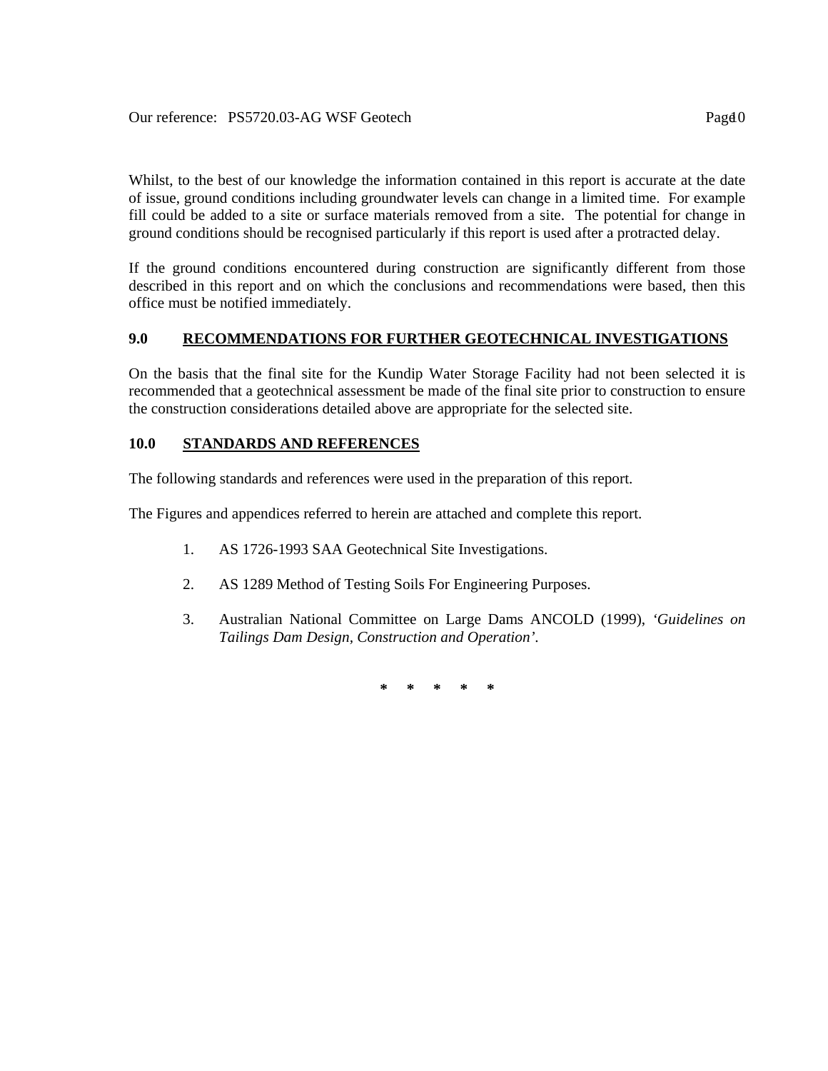Whilst, to the best of our knowledge the information contained in this report is accurate at the date of issue, ground conditions including groundwater levels can change in a limited time. For example fill could be added to a site or surface materials removed from a site. The potential for change in ground conditions should be recognised particularly if this report is used after a protracted delay.

If the ground conditions encountered during construction are significantly different from those described in this report and on which the conclusions and recommendations were based, then this office must be notified immediately.

## 9.0 RECOMMENDATIONS FOR FURTHER GEOTECHNICAL INVESTIGATIONS

On the basis that the final site for the Kundip Water Storage Facility had not been selected it is recommended that a geotechnical assessment be made of the final site prior to construction to ensure the construction considerations detailed above are appropriate for the selected site.

## 10.0 STANDARDS AND REFERENCES

The following standards and references were used in the preparation of this report.

The Figures and appendices referred to herein are attached and complete this report.

1. AS 1726-1993 SAA Geotechnical Site Investigations.
2. AS 1289 Method of Testing Soils For Engineering Purposes.
3. Australian National Committee on Large Dams ANCOLD (1999), *'Guidelines on Tailings Dam Design, Construction and Operation'*.

\* \* \* \* \*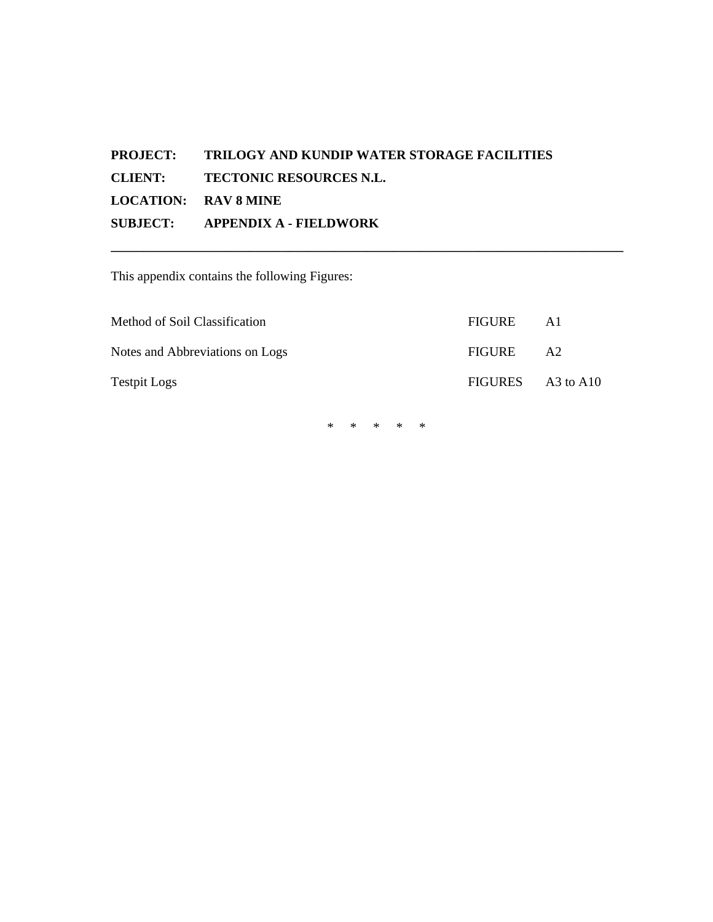**PROJECT:** TRILOGY AND KUNDIP WATER STORAGE FACILITIES

**CLIENT:** TECTONIC RESOURCES N.L.

**LOCATION:** RAV 8 MINE

**SUBJECT:** APPENDIX A - FIELDWORK

---

This appendix contains the following Figures:

| | | |
|---|---|---|
| Method of Soil Classification | FIGURE | A1 |
| Notes and Abbreviations on Logs | FIGURE | A2 |
| Testpit Logs | FIGURES | A3 to A10 |

\* \* \* \* \*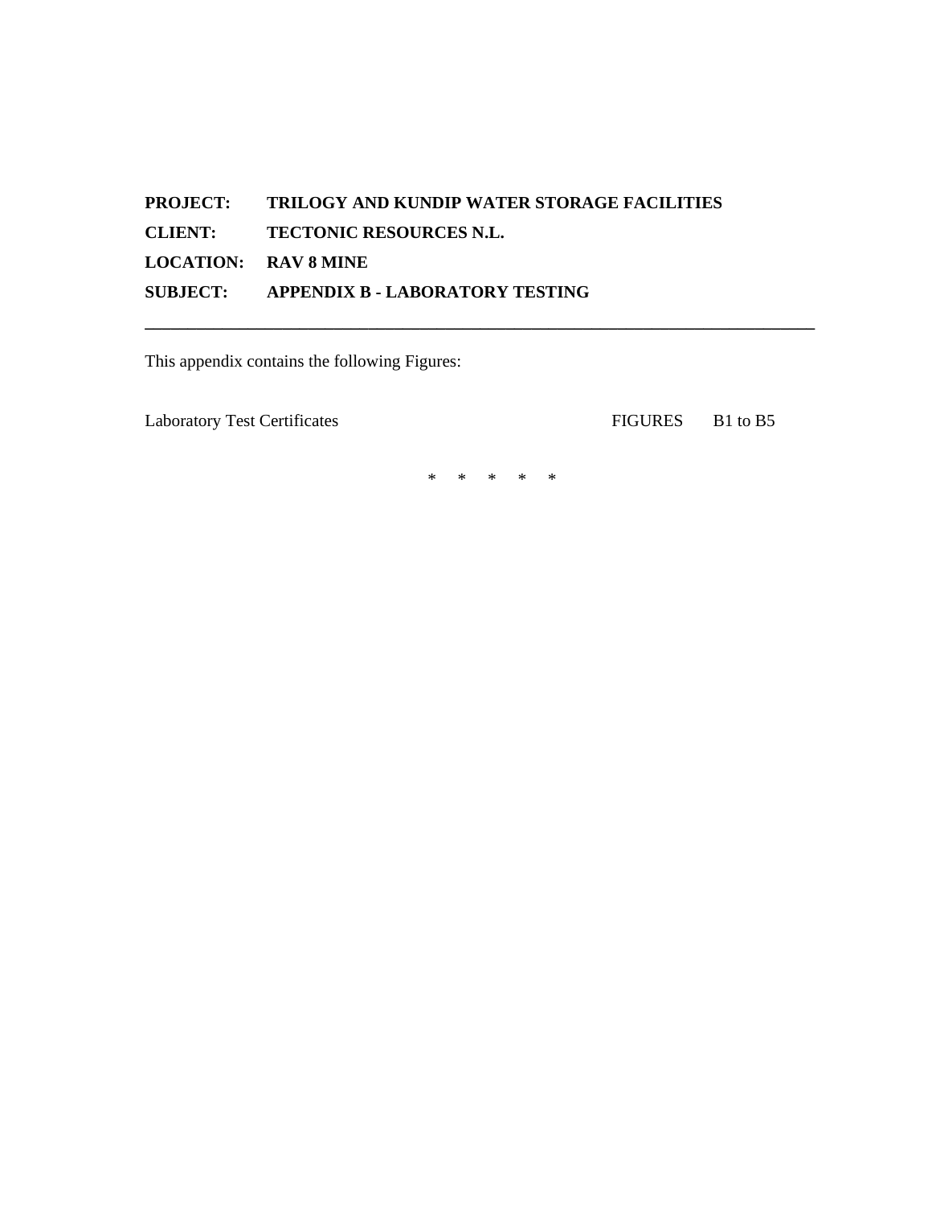**PROJECT:** TRILOGY AND KUNDIP WATER STORAGE FACILITIES

**CLIENT:** TECTONIC RESOURCES N.L.

**LOCATION:** RAV 8 MINE

**SUBJECT:** APPENDIX B - LABORATORY TESTING

---

This appendix contains the following Figures:

| | | |
|---|---|---|
| Laboratory Test Certificates | FIGURES | B1 to B5 |

\*     \*     \*     \*     \*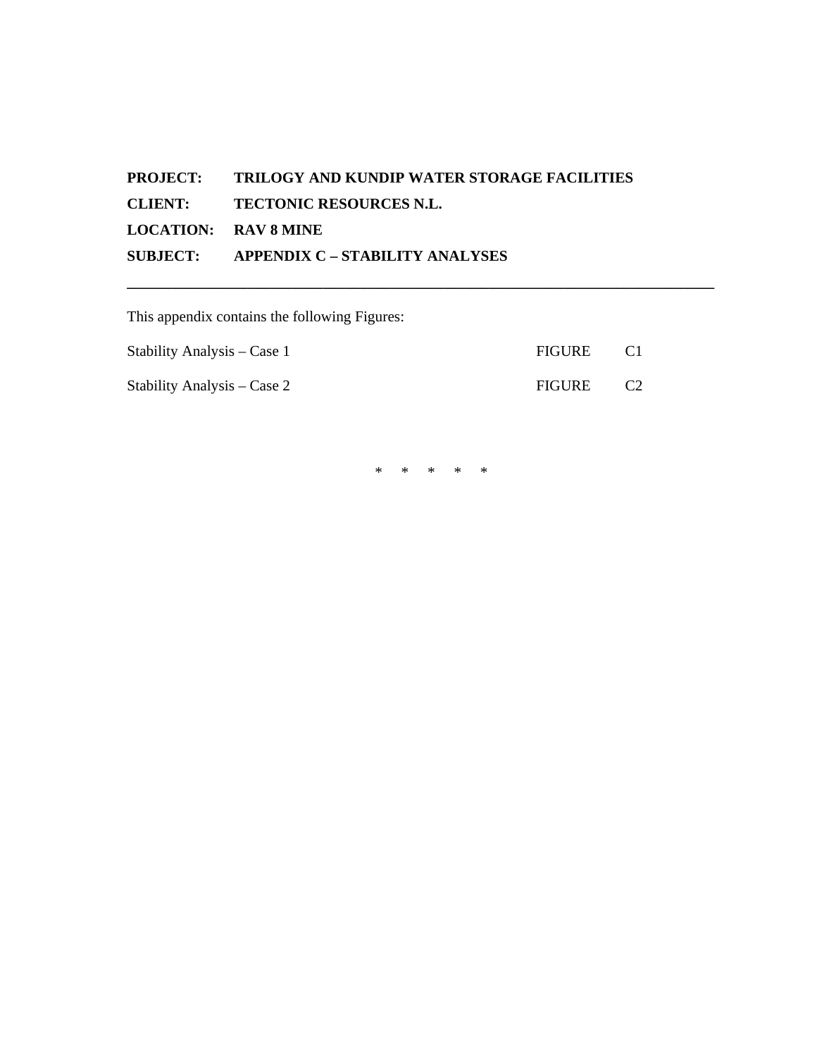**PROJECT:** **TRILOGY AND KUNDIP WATER STORAGE FACILITIES**

**CLIENT:** **TECTONIC RESOURCES N.L.**

**LOCATION:** **RAV 8 MINE**

**SUBJECT:** **APPENDIX C – STABILITY ANALYSES**

---

This appendix contains the following Figures:

| | | |
|---|---|---|
| Stability Analysis – Case 1 | FIGURE | C1 |
| Stability Analysis – Case 2 | FIGURE | C2 |

\* \* \* \* \*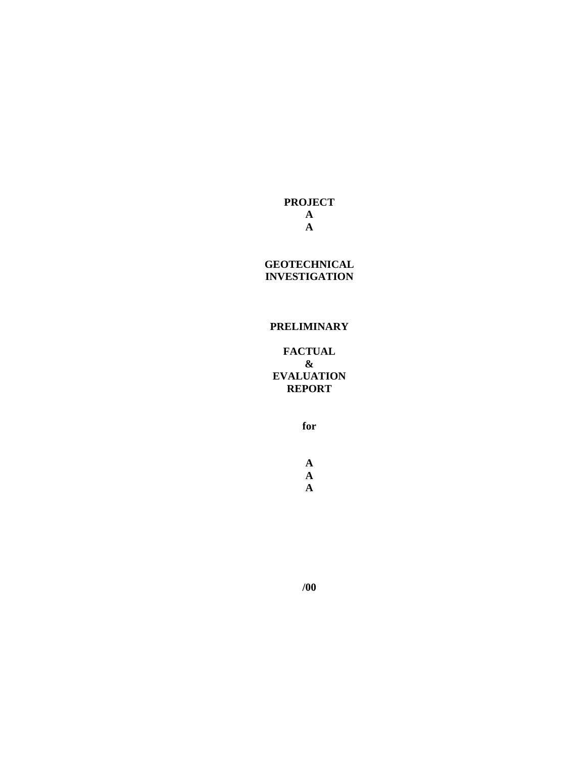**PROJECT**
**A**
**A**

**GEOTECHNICAL**
**INVESTIGATION**

**PRELIMINARY**

**FACTUAL**
**&**
**EVALUATION**
**REPORT**

**for**

**A**
**A**
**A**

**/00**